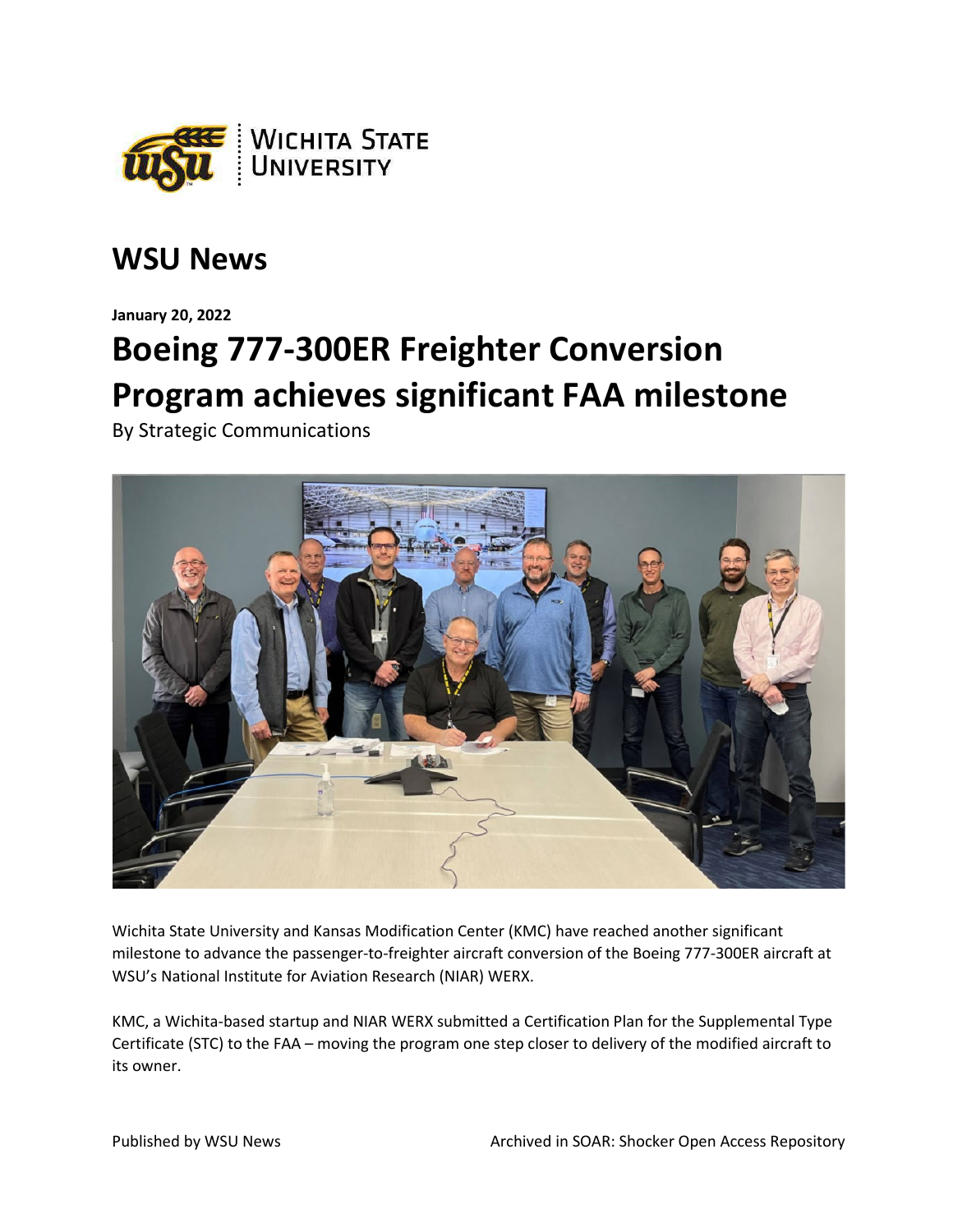## WSU News

**January 20, 2022**

# Boeing 777-300ER Freighter Conversion Program achieves significant FAA milestone

By Strategic Communications

Wichita State University and Kansas Modification Center (KMC) have reached another significant milestone to advance the passenger-to-freighter aircraft conversion of the Boeing 777-300ER aircraft at WSU's National Institute for Aviation Research (NIAR) WERX.

KMC, a Wichita-based startup and NIAR WERX submitted a Certification Plan for the Supplemental Type Certificate (STC) to the FAA – moving the program one step closer to delivery of the modified aircraft to its owner.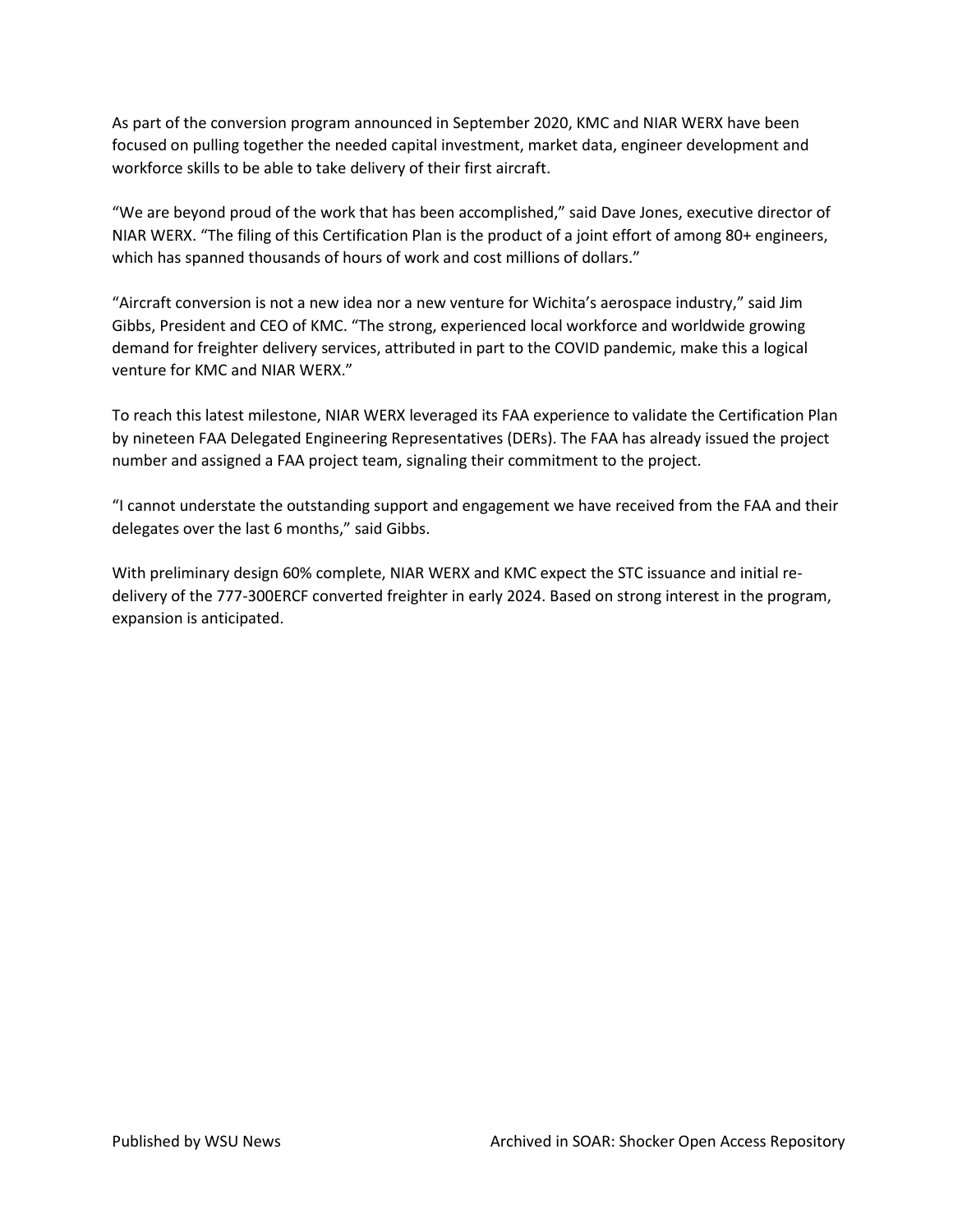As part of the conversion program announced in September 2020, KMC and NIAR WERX have been focused on pulling together the needed capital investment, market data, engineer development and workforce skills to be able to take delivery of their first aircraft.

"We are beyond proud of the work that has been accomplished," said Dave Jones, executive director of NIAR WERX. "The filing of this Certification Plan is the product of a joint effort of among 80+ engineers, which has spanned thousands of hours of work and cost millions of dollars."

"Aircraft conversion is not a new idea nor a new venture for Wichita's aerospace industry," said Jim Gibbs, President and CEO of KMC. "The strong, experienced local workforce and worldwide growing demand for freighter delivery services, attributed in part to the COVID pandemic, make this a logical venture for KMC and NIAR WERX."

To reach this latest milestone, NIAR WERX leveraged its FAA experience to validate the Certification Plan by nineteen FAA Delegated Engineering Representatives (DERs). The FAA has already issued the project number and assigned a FAA project team, signaling their commitment to the project.

"I cannot understate the outstanding support and engagement we have received from the FAA and their delegates over the last 6 months," said Gibbs.

With preliminary design 60% complete, NIAR WERX and KMC expect the STC issuance and initial re-delivery of the 777-300ERCF converted freighter in early 2024. Based on strong interest in the program, expansion is anticipated.

Published by WSU News

Archived in SOAR: Shocker Open Access Repository